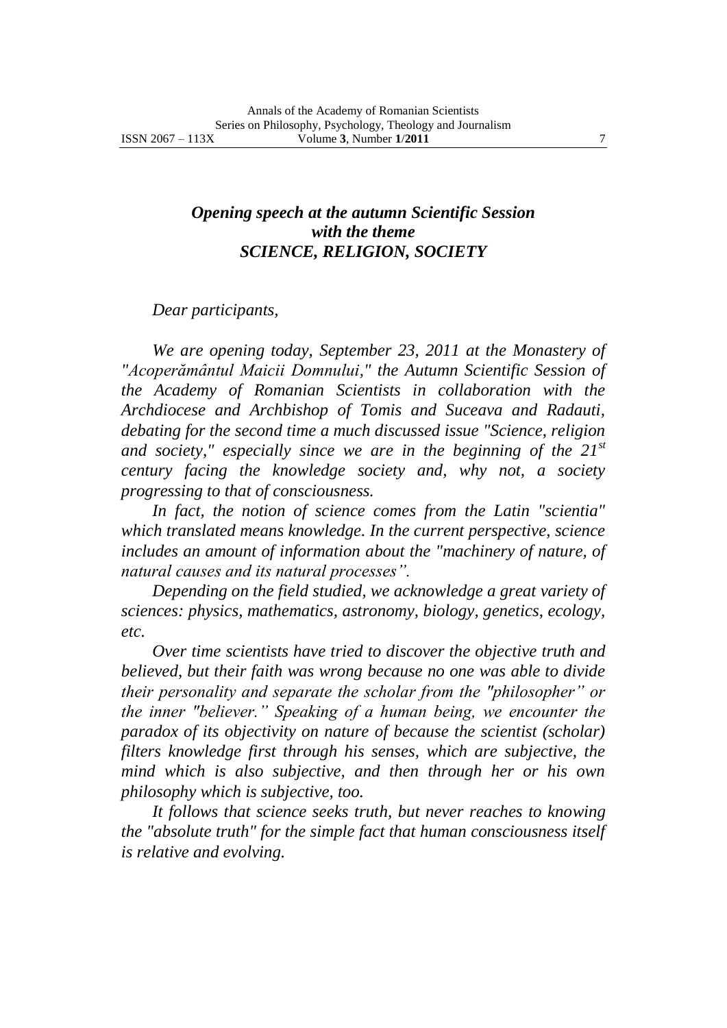## *Opening speech at the autumn Scientific Session with the theme SCIENCE, RELIGION, SOCIETY*

*Dear participants,*

*We are opening today, September 23, 2011 at the Monastery of "Acoperământul Maicii Domnului," the Autumn Scientific Session of the Academy of Romanian Scientists in collaboration with the Archdiocese and Archbishop of Tomis and Suceava and Radauti, debating for the second time a much discussed issue "Science, religion and society," especially since we are in the beginning of the 21st century facing the knowledge society and, why not, a society progressing to that of consciousness.*

*In fact, the notion of science comes from the Latin "scientia" which translated means knowledge. In the current perspective, science includes an amount of information about the "machinery of nature, of natural causes and its natural processes".*

*Depending on the field studied, we acknowledge a great variety of sciences: physics, mathematics, astronomy, biology, genetics, ecology, etc.*

*Over time scientists have tried to discover the objective truth and believed, but their faith was wrong because no one was able to divide their personality and separate the scholar from the "philosopher" or the inner "believer." Speaking of a human being, we encounter the paradox of its objectivity on nature of because the scientist (scholar) filters knowledge first through his senses, which are subjective, the mind which is also subjective, and then through her or his own philosophy which is subjective, too.*

*It follows that science seeks truth, but never reaches to knowing the "absolute truth" for the simple fact that human consciousness itself is relative and evolving.*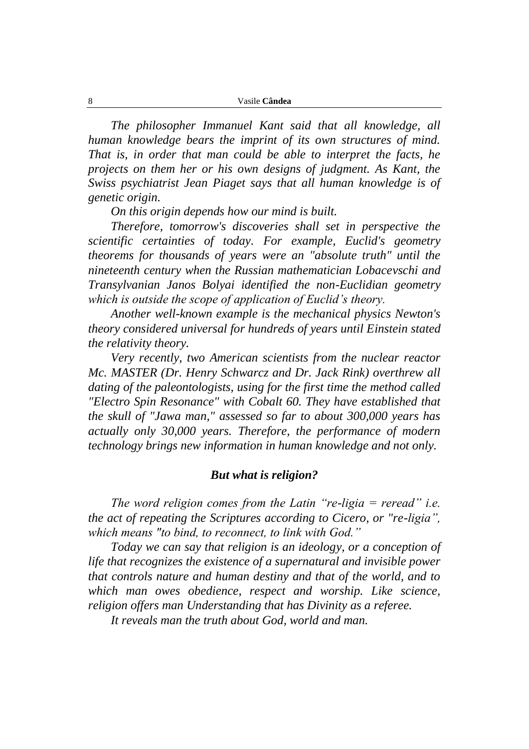*The philosopher Immanuel Kant said that all knowledge, all human knowledge bears the imprint of its own structures of mind. That is, in order that man could be able to interpret the facts, he projects on them her or his own designs of judgment. As Kant, the Swiss psychiatrist Jean Piaget says that all human knowledge is of genetic origin.*

*On this origin depends how our mind is built.*

*Therefore, tomorrow's discoveries shall set in perspective the scientific certainties of today. For example, Euclid's geometry theorems for thousands of years were an "absolute truth" until the nineteenth century when the Russian mathematician Lobacevschi and Transylvanian Janos Bolyai identified the non-Euclidian geometry which is outside the scope of application of Euclid's theory.*

*Another well-known example is the mechanical physics Newton's theory considered universal for hundreds of years until Einstein stated the relativity theory.*

*Very recently, two American scientists from the nuclear reactor Mc. MASTER (Dr. Henry Schwarcz and Dr. Jack Rink) overthrew all dating of the paleontologists, using for the first time the method called "Electro Spin Resonance" with Cobalt 60. They have established that the skull of "Jawa man," assessed so far to about 300,000 years has actually only 30,000 years. Therefore, the performance of modern technology brings new information in human knowledge and not only.*

### ***But what is religion?***

*The word religion comes from the Latin "re-ligia = reread" i.e. the act of repeating the Scriptures according to Cicero, or "re-ligia", which means "to bind, to reconnect, to link with God."*

*Today we can say that religion is an ideology, or a conception of life that recognizes the existence of a supernatural and invisible power that controls nature and human destiny and that of the world, and to which man owes obedience, respect and worship. Like science, religion offers man Understanding that has Divinity as a referee.*

*It reveals man the truth about God, world and man.*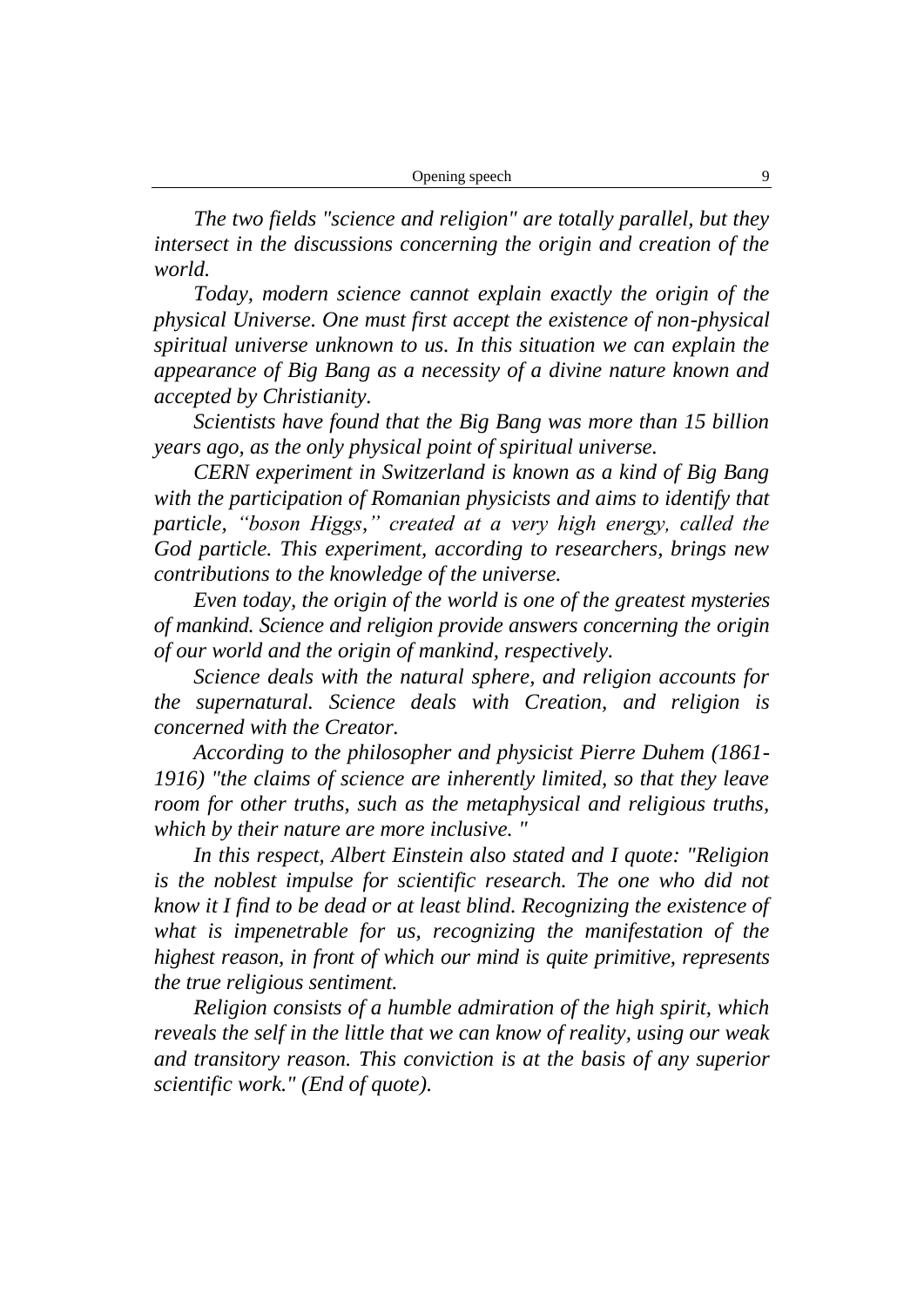*The two fields "science and religion" are totally parallel, but they intersect in the discussions concerning the origin and creation of the world.*

*Today, modern science cannot explain exactly the origin of the physical Universe. One must first accept the existence of non-physical spiritual universe unknown to us. In this situation we can explain the appearance of Big Bang as a necessity of a divine nature known and accepted by Christianity.*

*Scientists have found that the Big Bang was more than 15 billion years ago, as the only physical point of spiritual universe.*

*CERN experiment in Switzerland is known as a kind of Big Bang with the participation of Romanian physicists and aims to identify that particle, "boson Higgs," created at a very high energy, called the God particle. This experiment, according to researchers, brings new contributions to the knowledge of the universe.*

*Even today, the origin of the world is one of the greatest mysteries of mankind. Science and religion provide answers concerning the origin of our world and the origin of mankind, respectively.*

*Science deals with the natural sphere, and religion accounts for the supernatural. Science deals with Creation, and religion is concerned with the Creator.*

*According to the philosopher and physicist Pierre Duhem (1861-1916) "the claims of science are inherently limited, so that they leave room for other truths, such as the metaphysical and religious truths, which by their nature are more inclusive. "*

*In this respect, Albert Einstein also stated and I quote: "Religion is the noblest impulse for scientific research. The one who did not know it I find to be dead or at least blind. Recognizing the existence of what is impenetrable for us, recognizing the manifestation of the highest reason, in front of which our mind is quite primitive, represents the true religious sentiment.*

*Religion consists of a humble admiration of the high spirit, which reveals the self in the little that we can know of reality, using our weak and transitory reason. This conviction is at the basis of any superior scientific work." (End of quote).*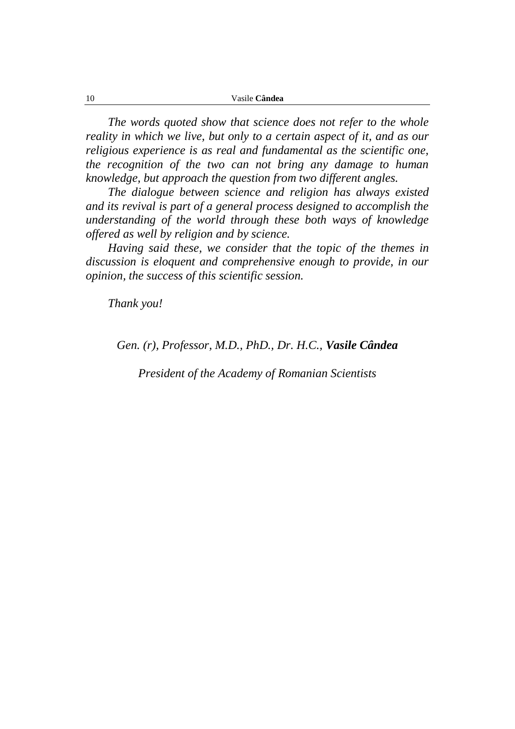*The words quoted show that science does not refer to the whole reality in which we live, but only to a certain aspect of it, and as our religious experience is as real and fundamental as the scientific one, the recognition of the two can not bring any damage to human knowledge, but approach the question from two different angles.*

*The dialogue between science and religion has always existed and its revival is part of a general process designed to accomplish the understanding of the world through these both ways of knowledge offered as well by religion and by science.*

*Having said these, we consider that the topic of the themes in discussion is eloquent and comprehensive enough to provide, in our opinion, the success of this scientific session.*

*Thank you!*

*Gen. (r), Professor, M.D., PhD., Dr. H.C.,* ***Vasile Cândea***

*President of the Academy of Romanian Scientists*